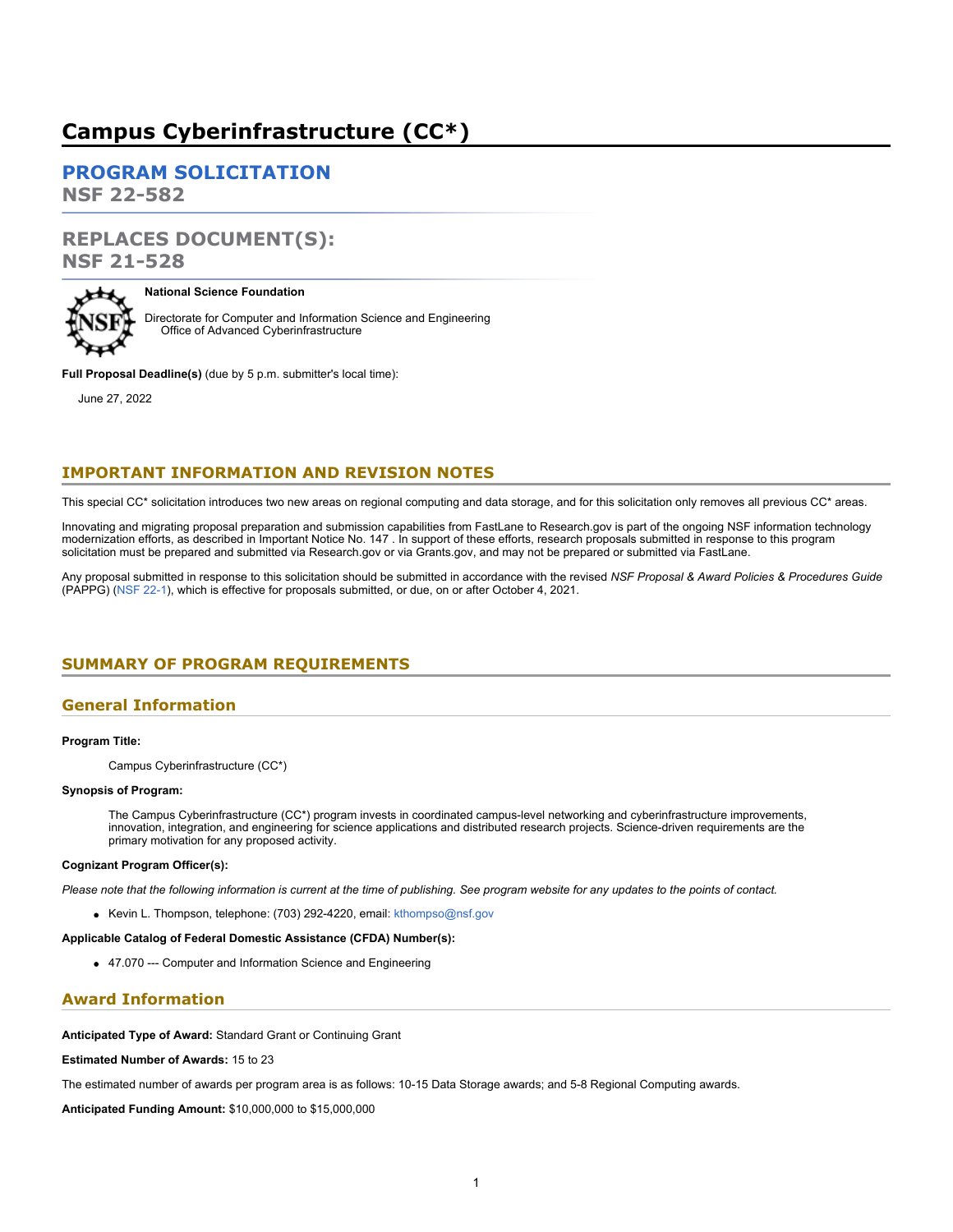# Campus Cyberinfrastructure (CC*)

## PROGRAM SOLICITATION
## NSF 22-582

## REPLACES DOCUMENT(S):
## NSF 21-528

**National Science Foundation**

Directorate for Computer and Information Science and Engineering
Office of Advanced Cyberinfrastructure

**Full Proposal Deadline(s)** (due by 5 p.m. submitter's local time):

June 27, 2022

## IMPORTANT INFORMATION AND REVISION NOTES

This special CC* solicitation introduces two new areas on regional computing and data storage, and for this solicitation only removes all previous CC* areas.

Innovating and migrating proposal preparation and submission capabilities from FastLane to Research.gov is part of the ongoing NSF information technology modernization efforts, as described in Important Notice No. 147 . In support of these efforts, research proposals submitted in response to this program solicitation must be prepared and submitted via Research.gov or via Grants.gov, and may not be prepared or submitted via FastLane.

Any proposal submitted in response to this solicitation should be submitted in accordance with the revised *NSF Proposal & Award Policies & Procedures Guide* (PAPPG) (NSF 22-1), which is effective for proposals submitted, or due, on or after October 4, 2021.

## SUMMARY OF PROGRAM REQUIREMENTS

### General Information

**Program Title:**

Campus Cyberinfrastructure (CC*)

**Synopsis of Program:**

The Campus Cyberinfrastructure (CC*) program invests in coordinated campus-level networking and cyberinfrastructure improvements, innovation, integration, and engineering for science applications and distributed research projects. Science-driven requirements are the primary motivation for any proposed activity.

**Cognizant Program Officer(s):**

*Please note that the following information is current at the time of publishing. See program website for any updates to the points of contact.*

- Kevin L. Thompson, telephone: (703) 292-4220, email: kthompso@nsf.gov

**Applicable Catalog of Federal Domestic Assistance (CFDA) Number(s):**

- 47.070 --- Computer and Information Science and Engineering

### Award Information

**Anticipated Type of Award:** Standard Grant or Continuing Grant

**Estimated Number of Awards:** 15 to 23

The estimated number of awards per program area is as follows: 10-15 Data Storage awards; and 5-8 Regional Computing awards.

**Anticipated Funding Amount:** $10,000,000 to $15,000,000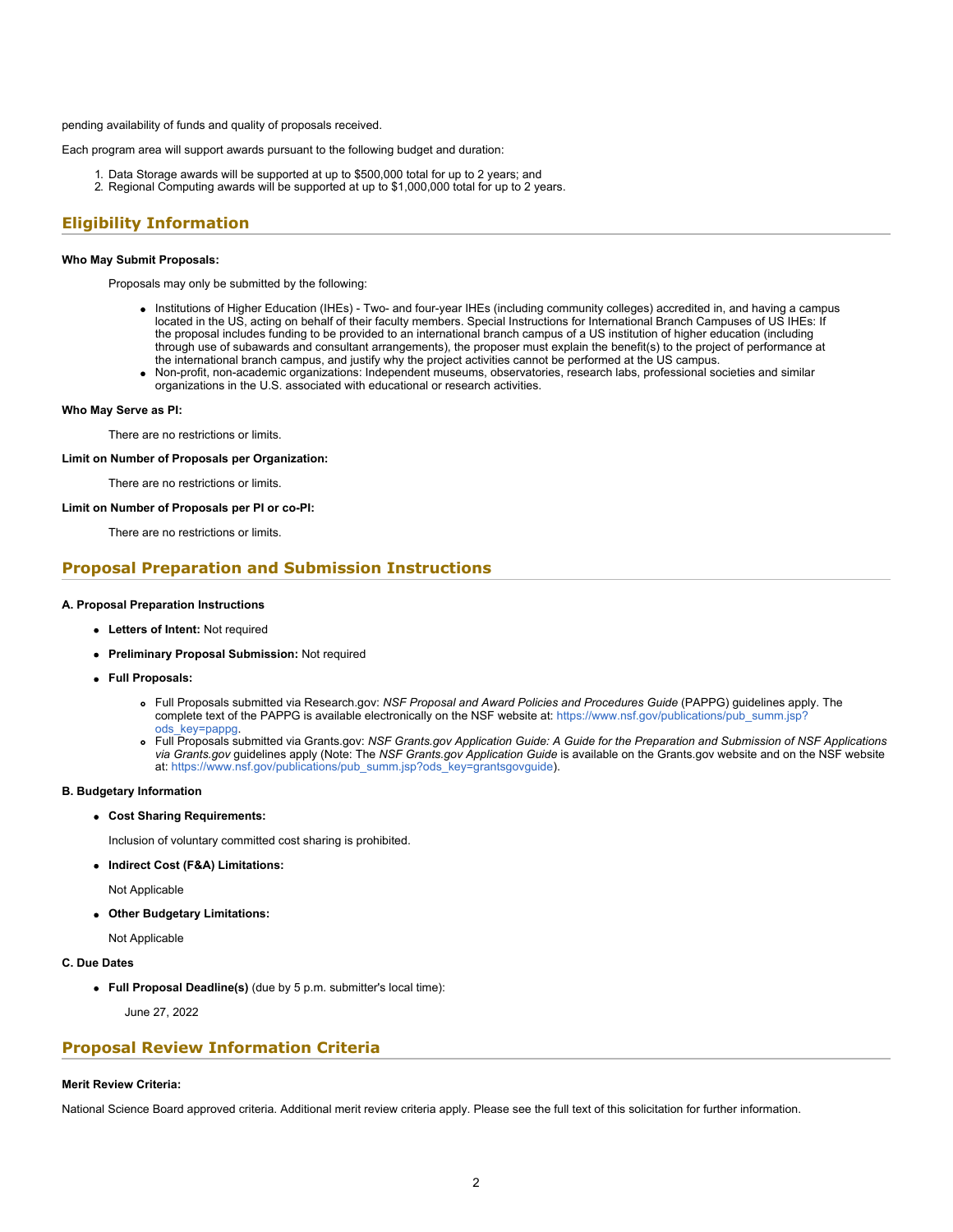pending availability of funds and quality of proposals received.

Each program area will support awards pursuant to the following budget and duration:

1. Data Storage awards will be supported at up to $500,000 total for up to 2 years; and
2. Regional Computing awards will be supported at up to $1,000,000 total for up to 2 years.

## Eligibility Information

**Who May Submit Proposals:**

Proposals may only be submitted by the following:

- Institutions of Higher Education (IHEs) - Two- and four-year IHEs (including community colleges) accredited in, and having a campus located in the US, acting on behalf of their faculty members. Special Instructions for International Branch Campuses of US IHEs: If the proposal includes funding to be provided to an international branch campus of a US institution of higher education (including through use of subawards and consultant arrangements), the proposer must explain the benefit(s) to the project of performance at the international branch campus, and justify why the project activities cannot be performed at the US campus.
- Non-profit, non-academic organizations: Independent museums, observatories, research labs, professional societies and similar organizations in the U.S. associated with educational or research activities.

**Who May Serve as PI:**

There are no restrictions or limits.

**Limit on Number of Proposals per Organization:**

There are no restrictions or limits.

**Limit on Number of Proposals per PI or co-PI:**

There are no restrictions or limits.

## Proposal Preparation and Submission Instructions

**A. Proposal Preparation Instructions**

- **Letters of Intent:** Not required
- **Preliminary Proposal Submission:** Not required
- **Full Proposals:**
  - Full Proposals submitted via Research.gov: *NSF Proposal and Award Policies and Procedures Guide* (PAPPG) guidelines apply. The complete text of the PAPPG is available electronically on the NSF website at: https://www.nsf.gov/publications/pub_summ.jsp?ods_key=pappg.
  - Full Proposals submitted via Grants.gov: *NSF Grants.gov Application Guide: A Guide for the Preparation and Submission of NSF Applications via Grants.gov* guidelines apply (Note: The *NSF Grants.gov Application Guide* is available on the Grants.gov website and on the NSF website at: https://www.nsf.gov/publications/pub_summ.jsp?ods_key=grantsgovguide).

**B. Budgetary Information**

- **Cost Sharing Requirements:**

  Inclusion of voluntary committed cost sharing is prohibited.

- **Indirect Cost (F&A) Limitations:**

  Not Applicable

- **Other Budgetary Limitations:**

  Not Applicable

**C. Due Dates**

- **Full Proposal Deadline(s)** (due by 5 p.m. submitter's local time):

  June 27, 2022

## Proposal Review Information Criteria

**Merit Review Criteria:**

National Science Board approved criteria. Additional merit review criteria apply. Please see the full text of this solicitation for further information.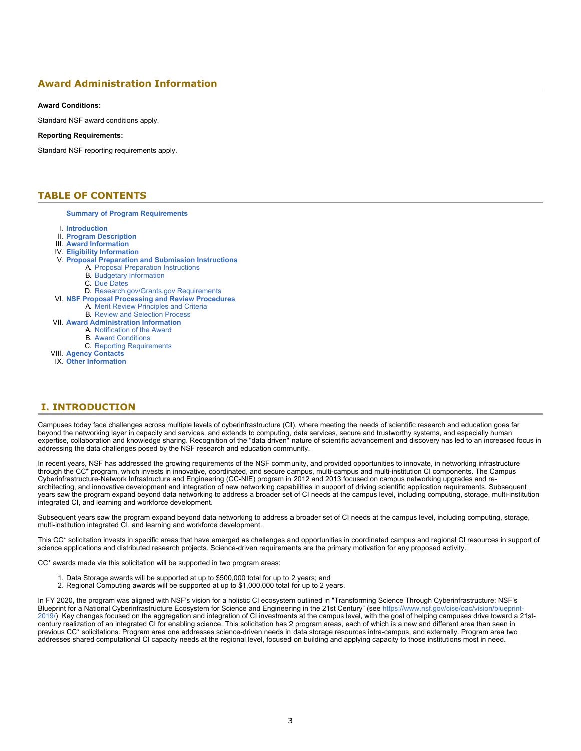## Award Administration Information

**Award Conditions:**

Standard NSF award conditions apply.

**Reporting Requirements:**

Standard NSF reporting requirements apply.

## TABLE OF CONTENTS

**Summary of Program Requirements**

I. **Introduction**
II. **Program Description**
III. **Award Information**
IV. **Eligibility Information**
V. **Proposal Preparation and Submission Instructions**
   A. Proposal Preparation Instructions
   B. Budgetary Information
   C. Due Dates
   D. Research.gov/Grants.gov Requirements
VI. **NSF Proposal Processing and Review Procedures**
   A. Merit Review Principles and Criteria
   B. Review and Selection Process
VII. **Award Administration Information**
   A. Notification of the Award
   B. Award Conditions
   C. Reporting Requirements
VIII. **Agency Contacts**
IX. **Other Information**

## I. INTRODUCTION

Campuses today face challenges across multiple levels of cyberinfrastructure (CI), where meeting the needs of scientific research and education goes far beyond the networking layer in capacity and services, and extends to computing, data services, secure and trustworthy systems, and especially human expertise, collaboration and knowledge sharing. Recognition of the "data driven" nature of scientific advancement and discovery has led to an increased focus in addressing the data challenges posed by the NSF research and education community.

In recent years, NSF has addressed the growing requirements of the NSF community, and provided opportunities to innovate, in networking infrastructure through the CC* program, which invests in innovative, coordinated, and secure campus, multi-campus and multi-institution CI components. The Campus Cyberinfrastructure-Network Infrastructure and Engineering (CC-NIE) program in 2012 and 2013 focused on campus networking upgrades and re-architecting, and innovative development and integration of new networking capabilities in support of driving scientific application requirements. Subsequent years saw the program expand beyond data networking to address a broader set of CI needs at the campus level, including computing, storage, multi-institution integrated CI, and learning and workforce development.

Subsequent years saw the program expand beyond data networking to address a broader set of CI needs at the campus level, including computing, storage, multi-institution integrated CI, and learning and workforce development.

This CC* solicitation invests in specific areas that have emerged as challenges and opportunities in coordinated campus and regional CI resources in support of science applications and distributed research projects. Science-driven requirements are the primary motivation for any proposed activity.

CC* awards made via this solicitation will be supported in two program areas:

1. Data Storage awards will be supported at up to $500,000 total for up to 2 years; and
2. Regional Computing awards will be supported at up to $1,000,000 total for up to 2 years.

In FY 2020, the program was aligned with NSF's vision for a holistic CI ecosystem outlined in "Transforming Science Through Cyberinfrastructure: NSF's Blueprint for a National Cyberinfrastructure Ecosystem for Science and Engineering in the 21st Century" (see https://www.nsf.gov/cise/oac/vision/blueprint-2019/). Key changes focused on the aggregation and integration of CI investments at the campus level, with the goal of helping campuses drive toward a 21st-century realization of an integrated CI for enabling science. This solicitation has 2 program areas, each of which is a new and different area than seen in previous CC* solicitations. Program area one addresses science-driven needs in data storage resources intra-campus, and externally. Program area two addresses shared computational CI capacity needs at the regional level, focused on building and applying capacity to those institutions most in need.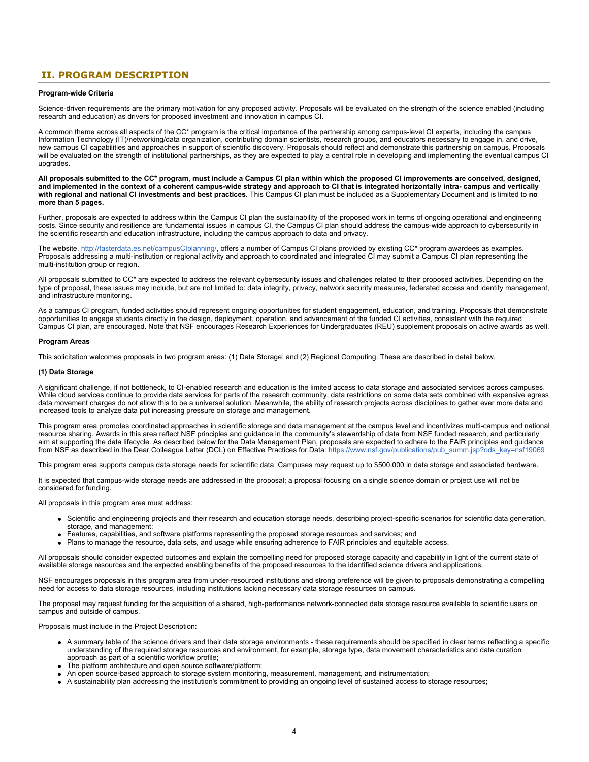## II. PROGRAM DESCRIPTION

**Program-wide Criteria**

Science-driven requirements are the primary motivation for any proposed activity. Proposals will be evaluated on the strength of the science enabled (including research and education) as drivers for proposed investment and innovation in campus CI.

A common theme across all aspects of the CC* program is the critical importance of the partnership among campus-level CI experts, including the campus Information Technology (IT)/networking/data organization, contributing domain scientists, research groups, and educators necessary to engage in, and drive, new campus CI capabilities and approaches in support of scientific discovery. Proposals should reflect and demonstrate this partnership on campus. Proposals will be evaluated on the strength of institutional partnerships, as they are expected to play a central role in developing and implementing the eventual campus CI upgrades.

**All proposals submitted to the CC* program, must include a Campus CI plan within which the proposed CI improvements are conceived, designed, and implemented in the context of a coherent campus-wide strategy and approach to CI that is integrated horizontally intra- campus and vertically with regional and national CI investments and best practices.** This Campus CI plan must be included as a Supplementary Document and is limited to **no more than 5 pages.**

Further, proposals are expected to address within the Campus CI plan the sustainability of the proposed work in terms of ongoing operational and engineering costs. Since security and resilience are fundamental issues in campus CI, the Campus CI plan should address the campus-wide approach to cybersecurity in the scientific research and education infrastructure, including the campus approach to data and privacy.

The website, http://fasterdata.es.net/campusCIplanning/, offers a number of Campus CI plans provided by existing CC* program awardees as examples. Proposals addressing a multi-institution or regional activity and approach to coordinated and integrated CI may submit a Campus CI plan representing the multi-institution group or region.

All proposals submitted to CC* are expected to address the relevant cybersecurity issues and challenges related to their proposed activities. Depending on the type of proposal, these issues may include, but are not limited to: data integrity, privacy, network security measures, federated access and identity management, and infrastructure monitoring.

As a campus CI program, funded activities should represent ongoing opportunities for student engagement, education, and training. Proposals that demonstrate opportunities to engage students directly in the design, deployment, operation, and advancement of the funded CI activities, consistent with the required Campus CI plan, are encouraged. Note that NSF encourages Research Experiences for Undergraduates (REU) supplement proposals on active awards as well.

**Program Areas**

This solicitation welcomes proposals in two program areas: (1) Data Storage: and (2) Regional Computing. These are described in detail below.

**(1) Data Storage**

A significant challenge, if not bottleneck, to CI-enabled research and education is the limited access to data storage and associated services across campuses. While cloud services continue to provide data services for parts of the research community, data restrictions on some data sets combined with expensive egress data movement charges do not allow this to be a universal solution. Meanwhile, the ability of research projects across disciplines to gather ever more data and increased tools to analyze data put increasing pressure on storage and management.

This program area promotes coordinated approaches in scientific storage and data management at the campus level and incentivizes multi-campus and national resource sharing. Awards in this area reflect NSF principles and guidance in the community's stewardship of data from NSF funded research, and particularly aim at supporting the data lifecycle. As described below for the Data Management Plan, proposals are expected to adhere to the FAIR principles and guidance from NSF as described in the Dear Colleague Letter (DCL) on Effective Practices for Data: https://www.nsf.gov/publications/pub_summ.jsp?ods_key=nsf19069

This program area supports campus data storage needs for scientific data. Campuses may request up to $500,000 in data storage and associated hardware.

It is expected that campus-wide storage needs are addressed in the proposal; a proposal focusing on a single science domain or project use will not be considered for funding.

All proposals in this program area must address:

- Scientific and engineering projects and their research and education storage needs, describing project-specific scenarios for scientific data generation, storage, and management;
- Features, capabilities, and software platforms representing the proposed storage resources and services; and
- Plans to manage the resource, data sets, and usage while ensuring adherence to FAIR principles and equitable access.

All proposals should consider expected outcomes and explain the compelling need for proposed storage capacity and capability in light of the current state of available storage resources and the expected enabling benefits of the proposed resources to the identified science drivers and applications.

NSF encourages proposals in this program area from under-resourced institutions and strong preference will be given to proposals demonstrating a compelling need for access to data storage resources, including institutions lacking necessary data storage resources on campus.

The proposal may request funding for the acquisition of a shared, high-performance network-connected data storage resource available to scientific users on campus and outside of campus.

Proposals must include in the Project Description:

- A summary table of the science drivers and their data storage environments - these requirements should be specified in clear terms reflecting a specific understanding of the required storage resources and environment, for example, storage type, data movement characteristics and data curation approach as part of a scientific workflow profile;
- The platform architecture and open source software/platform;
- An open source-based approach to storage system monitoring, measurement, management, and instrumentation;
- A sustainability plan addressing the institution's commitment to providing an ongoing level of sustained access to storage resources;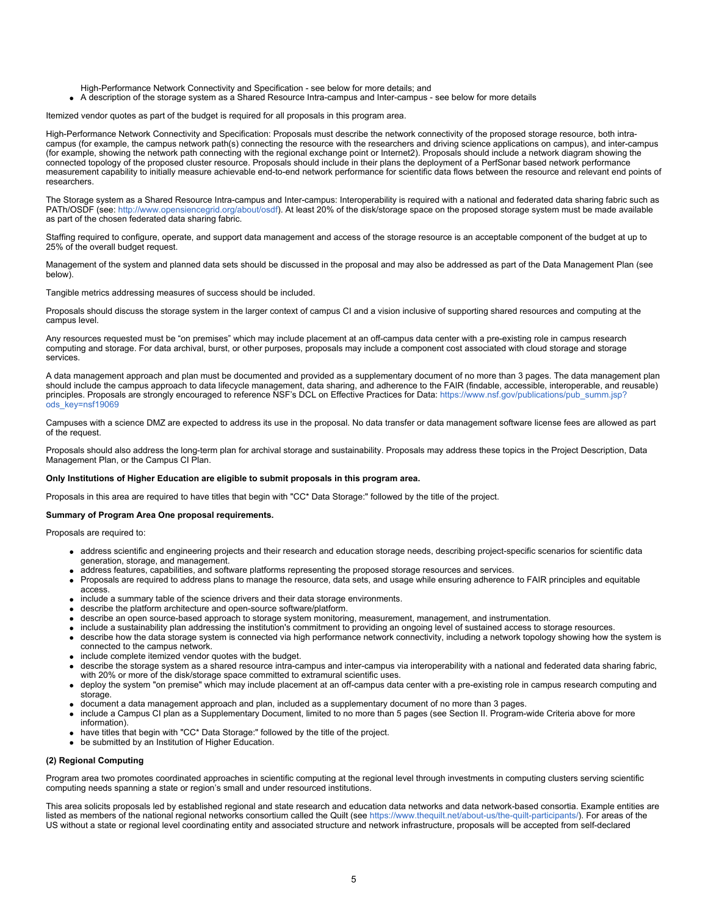High-Performance Network Connectivity and Specification - see below for more details; and
- A description of the storage system as a Shared Resource Intra-campus and Inter-campus - see below for more details

Itemized vendor quotes as part of the budget is required for all proposals in this program area.

High-Performance Network Connectivity and Specification: Proposals must describe the network connectivity of the proposed storage resource, both intra-campus (for example, the campus network path(s) connecting the resource with the researchers and driving science applications on campus), and inter-campus (for example, showing the network path connecting with the regional exchange point or Internet2). Proposals should include a network diagram showing the connected topology of the proposed cluster resource. Proposals should include in their plans the deployment of a PerfSonar based network performance measurement capability to initially measure achievable end-to-end network performance for scientific data flows between the resource and relevant end points of researchers.

The Storage system as a Shared Resource Intra-campus and Inter-campus: Interoperability is required with a national and federated data sharing fabric such as PATh/OSDF (see: http://www.opensciencegrid.org/about/osdf). At least 20% of the disk/storage space on the proposed storage system must be made available as part of the chosen federated data sharing fabric.

Staffing required to configure, operate, and support data management and access of the storage resource is an acceptable component of the budget at up to 25% of the overall budget request.

Management of the system and planned data sets should be discussed in the proposal and may also be addressed as part of the Data Management Plan (see below).

Tangible metrics addressing measures of success should be included.

Proposals should discuss the storage system in the larger context of campus CI and a vision inclusive of supporting shared resources and computing at the campus level.

Any resources requested must be "on premises" which may include placement at an off-campus data center with a pre-existing role in campus research computing and storage. For data archival, burst, or other purposes, proposals may include a component cost associated with cloud storage and storage services.

A data management approach and plan must be documented and provided as a supplementary document of no more than 3 pages. The data management plan should include the campus approach to data lifecycle management, data sharing, and adherence to the FAIR (findable, accessible, interoperable, and reusable) principles. Proposals are strongly encouraged to reference NSF's DCL on Effective Practices for Data: https://www.nsf.gov/publications/pub_summ.jsp?ods_key=nsf19069

Campuses with a science DMZ are expected to address its use in the proposal. No data transfer or data management software license fees are allowed as part of the request.

Proposals should also address the long-term plan for archival storage and sustainability. Proposals may address these topics in the Project Description, Data Management Plan, or the Campus CI Plan.

**Only Institutions of Higher Education are eligible to submit proposals in this program area.**

Proposals in this area are required to have titles that begin with "CC* Data Storage:" followed by the title of the project.

**Summary of Program Area One proposal requirements.**

Proposals are required to:

- address scientific and engineering projects and their research and education storage needs, describing project-specific scenarios for scientific data generation, storage, and management.
- address features, capabilities, and software platforms representing the proposed storage resources and services.
- Proposals are required to address plans to manage the resource, data sets, and usage while ensuring adherence to FAIR principles and equitable access.
- include a summary table of the science drivers and their data storage environments.
- describe the platform architecture and open-source software/platform.
- describe an open source-based approach to storage system monitoring, measurement, management, and instrumentation.
- include a sustainability plan addressing the institution's commitment to providing an ongoing level of sustained access to storage resources.
- describe how the data storage system is connected via high performance network connectivity, including a network topology showing how the system is connected to the campus network.
- include complete itemized vendor quotes with the budget.
- describe the storage system as a shared resource intra-campus and inter-campus via interoperability with a national and federated data sharing fabric, with 20% or more of the disk/storage space committed to extramural scientific uses.
- deploy the system "on premise" which may include placement at an off-campus data center with a pre-existing role in campus research computing and storage.
- document a data management approach and plan, included as a supplementary document of no more than 3 pages.
- include a Campus CI plan as a Supplementary Document, limited to no more than 5 pages (see Section II. Program-wide Criteria above for more information).
- have titles that begin with "CC* Data Storage:" followed by the title of the project.
- be submitted by an Institution of Higher Education.

**(2) Regional Computing**

Program area two promotes coordinated approaches in scientific computing at the regional level through investments in computing clusters serving scientific computing needs spanning a state or region's small and under resourced institutions.

This area solicits proposals led by established regional and state research and education data networks and data network-based consortia. Example entities are listed as members of the national regional networks consortium called the Quilt (see https://www.thequilt.net/about-us/the-quilt-participants/). For areas of the US without a state or regional level coordinating entity and associated structure and network infrastructure, proposals will be accepted from self-declared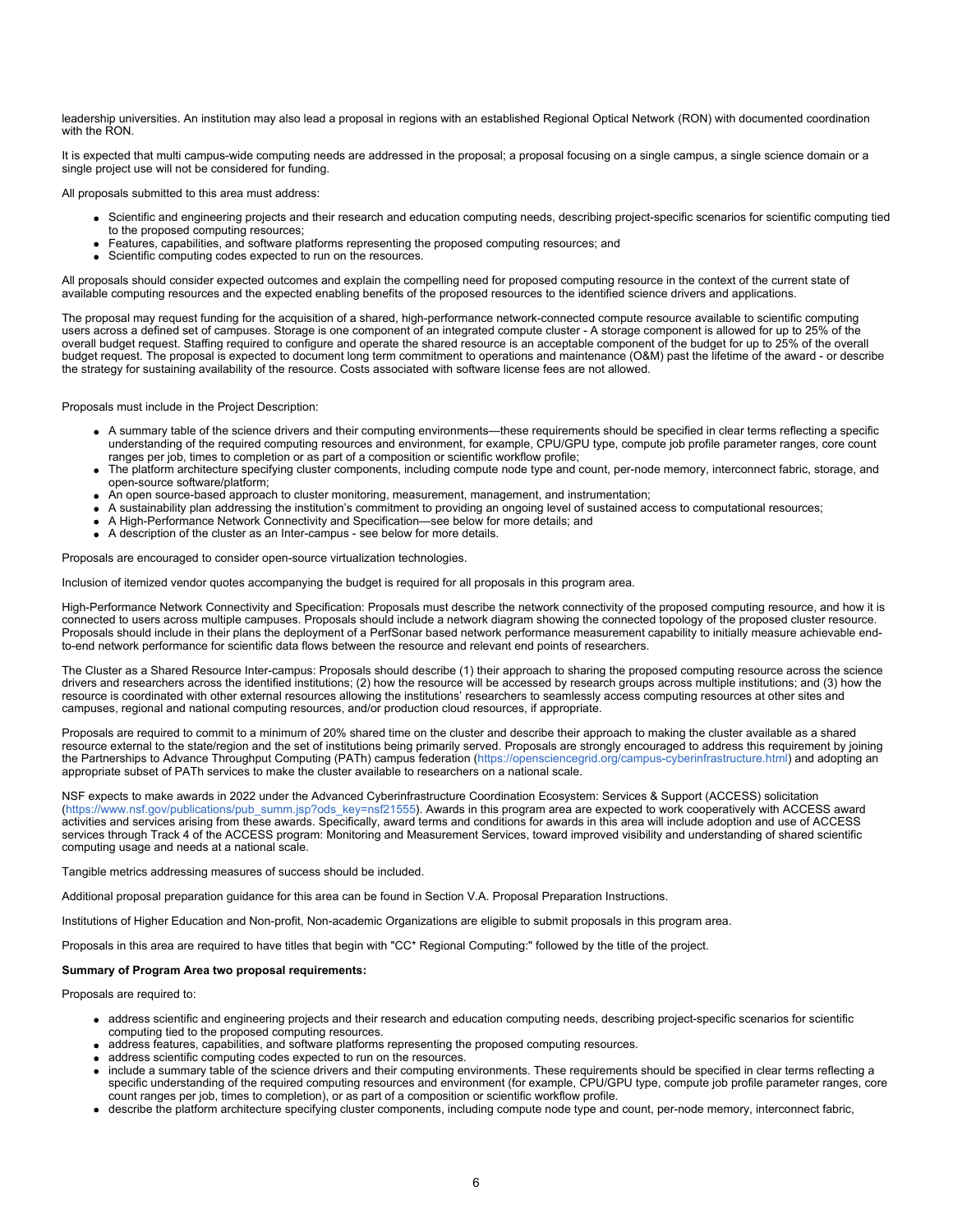leadership universities. An institution may also lead a proposal in regions with an established Regional Optical Network (RON) with documented coordination with the RON.

It is expected that multi campus-wide computing needs are addressed in the proposal; a proposal focusing on a single campus, a single science domain or a single project use will not be considered for funding.

All proposals submitted to this area must address:

- Scientific and engineering projects and their research and education computing needs, describing project-specific scenarios for scientific computing tied to the proposed computing resources;
- Features, capabilities, and software platforms representing the proposed computing resources; and
- Scientific computing codes expected to run on the resources.

All proposals should consider expected outcomes and explain the compelling need for proposed computing resource in the context of the current state of available computing resources and the expected enabling benefits of the proposed resources to the identified science drivers and applications.

The proposal may request funding for the acquisition of a shared, high-performance network-connected compute resource available to scientific computing users across a defined set of campuses. Storage is one component of an integrated compute cluster - A storage component is allowed for up to 25% of the overall budget request. Staffing required to configure and operate the shared resource is an acceptable component of the budget for up to 25% of the overall budget request. The proposal is expected to document long term commitment to operations and maintenance (O&M) past the lifetime of the award - or describe the strategy for sustaining availability of the resource. Costs associated with software license fees are not allowed.

Proposals must include in the Project Description:

- A summary table of the science drivers and their computing environments—these requirements should be specified in clear terms reflecting a specific understanding of the required computing resources and environment, for example, CPU/GPU type, compute job profile parameter ranges, core count ranges per job, times to completion or as part of a composition or scientific workflow profile;
- The platform architecture specifying cluster components, including compute node type and count, per-node memory, interconnect fabric, storage, and open-source software/platform;
- An open source-based approach to cluster monitoring, measurement, management, and instrumentation;
- A sustainability plan addressing the institution's commitment to providing an ongoing level of sustained access to computational resources;
- A High-Performance Network Connectivity and Specification—see below for more details; and
- A description of the cluster as an Inter-campus - see below for more details.

Proposals are encouraged to consider open-source virtualization technologies.

Inclusion of itemized vendor quotes accompanying the budget is required for all proposals in this program area.

High-Performance Network Connectivity and Specification: Proposals must describe the network connectivity of the proposed computing resource, and how it is connected to users across multiple campuses. Proposals should include a network diagram showing the connected topology of the proposed cluster resource. Proposals should include in their plans the deployment of a PerfSonar based network performance measurement capability to initially measure achievable end-to-end network performance for scientific data flows between the resource and relevant end points of researchers.

The Cluster as a Shared Resource Inter-campus: Proposals should describe (1) their approach to sharing the proposed computing resource across the science drivers and researchers across the identified institutions; (2) how the resource will be accessed by research groups across multiple institutions; and (3) how the resource is coordinated with other external resources allowing the institutions' researchers to seamlessly access computing resources at other sites and campuses, regional and national computing resources, and/or production cloud resources, if appropriate.

Proposals are required to commit to a minimum of 20% shared time on the cluster and describe their approach to making the cluster available as a shared resource external to the state/region and the set of institutions being primarily served. Proposals are strongly encouraged to address this requirement by joining the Partnerships to Advance Throughput Computing (PATh) campus federation (https://opensciencegrid.org/campus-cyberinfrastructure.html) and adopting an appropriate subset of PATh services to make the cluster available to researchers on a national scale.

NSF expects to make awards in 2022 under the Advanced Cyberinfrastructure Coordination Ecosystem: Services & Support (ACCESS) solicitation (https://www.nsf.gov/publications/pub_summ.jsp?ods_key=nsf21555). Awards in this program area are expected to work cooperatively with ACCESS award activities and services arising from these awards. Specifically, award terms and conditions for awards in this area will include adoption and use of ACCESS services through Track 4 of the ACCESS program: Monitoring and Measurement Services, toward improved visibility and understanding of shared scientific computing usage and needs at a national scale.

Tangible metrics addressing measures of success should be included.

Additional proposal preparation guidance for this area can be found in Section V.A. Proposal Preparation Instructions.

Institutions of Higher Education and Non-profit, Non-academic Organizations are eligible to submit proposals in this program area.

Proposals in this area are required to have titles that begin with "CC* Regional Computing:" followed by the title of the project.

**Summary of Program Area two proposal requirements:**

Proposals are required to:

- address scientific and engineering projects and their research and education computing needs, describing project-specific scenarios for scientific computing tied to the proposed computing resources.
- address features, capabilities, and software platforms representing the proposed computing resources.
- address scientific computing codes expected to run on the resources.
- include a summary table of the science drivers and their computing environments. These requirements should be specified in clear terms reflecting a specific understanding of the required computing resources and environment (for example, CPU/GPU type, compute job profile parameter ranges, core count ranges per job, times to completion), or as part of a composition or scientific workflow profile.
- describe the platform architecture specifying cluster components, including compute node type and count, per-node memory, interconnect fabric,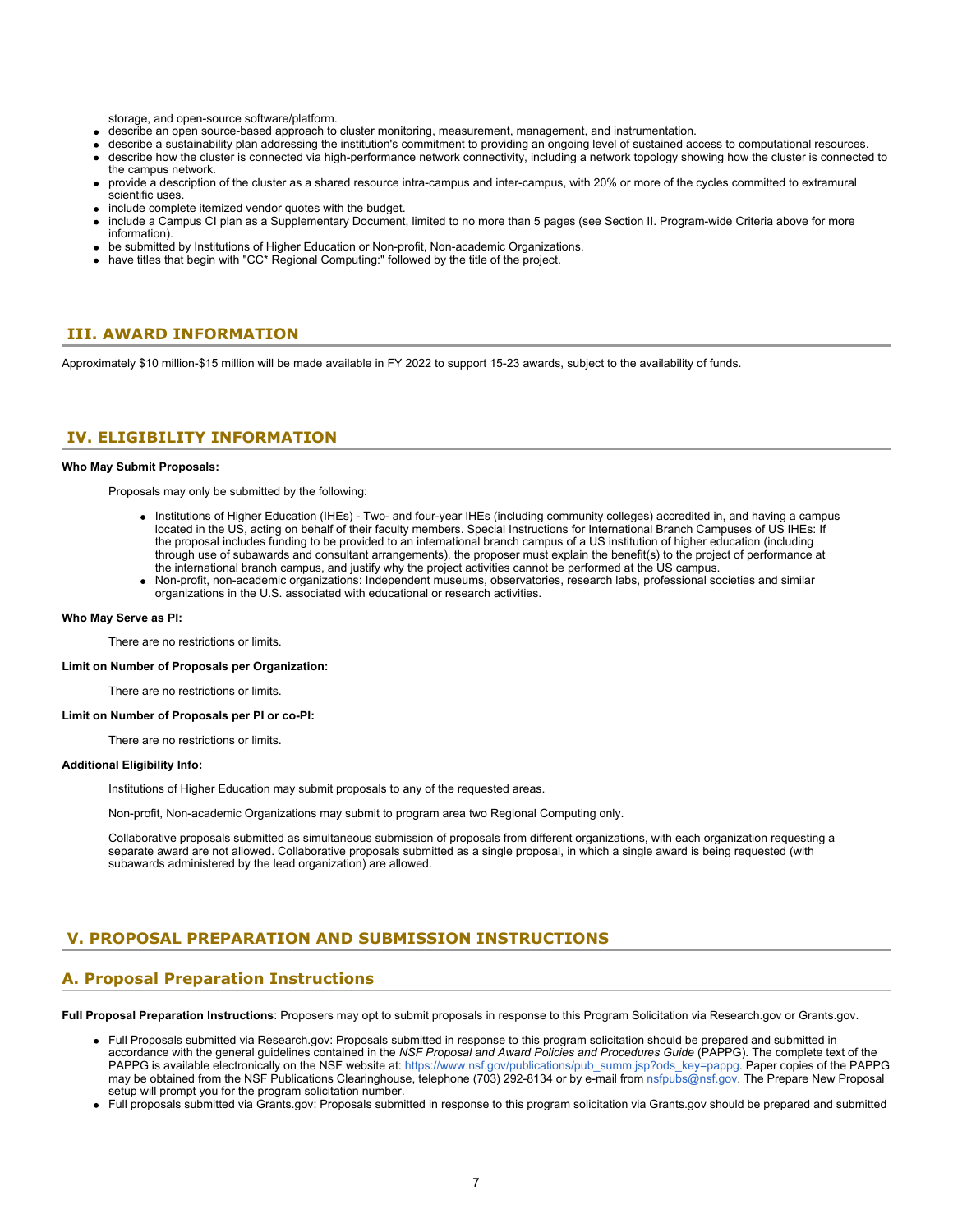storage, and open-source software/platform.

- describe an open source-based approach to cluster monitoring, measurement, management, and instrumentation.
- describe a sustainability plan addressing the institution's commitment to providing an ongoing level of sustained access to computational resources.
- describe how the cluster is connected via high-performance network connectivity, including a network topology showing how the cluster is connected to the campus network.
- provide a description of the cluster as a shared resource intra-campus and inter-campus, with 20% or more of the cycles committed to extramural scientific uses.
- include complete itemized vendor quotes with the budget.
- include a Campus CI plan as a Supplementary Document, limited to no more than 5 pages (see Section II. Program-wide Criteria above for more information).
- be submitted by Institutions of Higher Education or Non-profit, Non-academic Organizations.
- have titles that begin with "CC* Regional Computing:" followed by the title of the project.

## III. AWARD INFORMATION

Approximately $10 million-$15 million will be made available in FY 2022 to support 15-23 awards, subject to the availability of funds.

## IV. ELIGIBILITY INFORMATION

**Who May Submit Proposals:**

Proposals may only be submitted by the following:

- Institutions of Higher Education (IHEs) - Two- and four-year IHEs (including community colleges) accredited in, and having a campus located in the US, acting on behalf of their faculty members. Special Instructions for International Branch Campuses of US IHEs: If the proposal includes funding to be provided to an international branch campus of a US institution of higher education (including through use of subawards and consultant arrangements), the proposer must explain the benefit(s) to the project of performance at the international branch campus, and justify why the project activities cannot be performed at the US campus.
- Non-profit, non-academic organizations: Independent museums, observatories, research labs, professional societies and similar organizations in the U.S. associated with educational or research activities.

**Who May Serve as PI:**

There are no restrictions or limits.

**Limit on Number of Proposals per Organization:**

There are no restrictions or limits.

**Limit on Number of Proposals per PI or co-PI:**

There are no restrictions or limits.

**Additional Eligibility Info:**

Institutions of Higher Education may submit proposals to any of the requested areas.

Non-profit, Non-academic Organizations may submit to program area two Regional Computing only.

Collaborative proposals submitted as simultaneous submission of proposals from different organizations, with each organization requesting a separate award are not allowed. Collaborative proposals submitted as a single proposal, in which a single award is being requested (with subawards administered by the lead organization) are allowed.

## V. PROPOSAL PREPARATION AND SUBMISSION INSTRUCTIONS

### A. Proposal Preparation Instructions

**Full Proposal Preparation Instructions**: Proposers may opt to submit proposals in response to this Program Solicitation via Research.gov or Grants.gov.

- Full Proposals submitted via Research.gov: Proposals submitted in response to this program solicitation should be prepared and submitted in accordance with the general guidelines contained in the *NSF Proposal and Award Policies and Procedures Guide* (PAPPG). The complete text of the PAPPG is available electronically on the NSF website at: https://www.nsf.gov/publications/pub_summ.jsp?ods_key=pappg. Paper copies of the PAPPG may be obtained from the NSF Publications Clearinghouse, telephone (703) 292-8134 or by e-mail from nsfpubs@nsf.gov. The Prepare New Proposal setup will prompt you for the program solicitation number.
- Full proposals submitted via Grants.gov: Proposals submitted in response to this program solicitation via Grants.gov should be prepared and submitted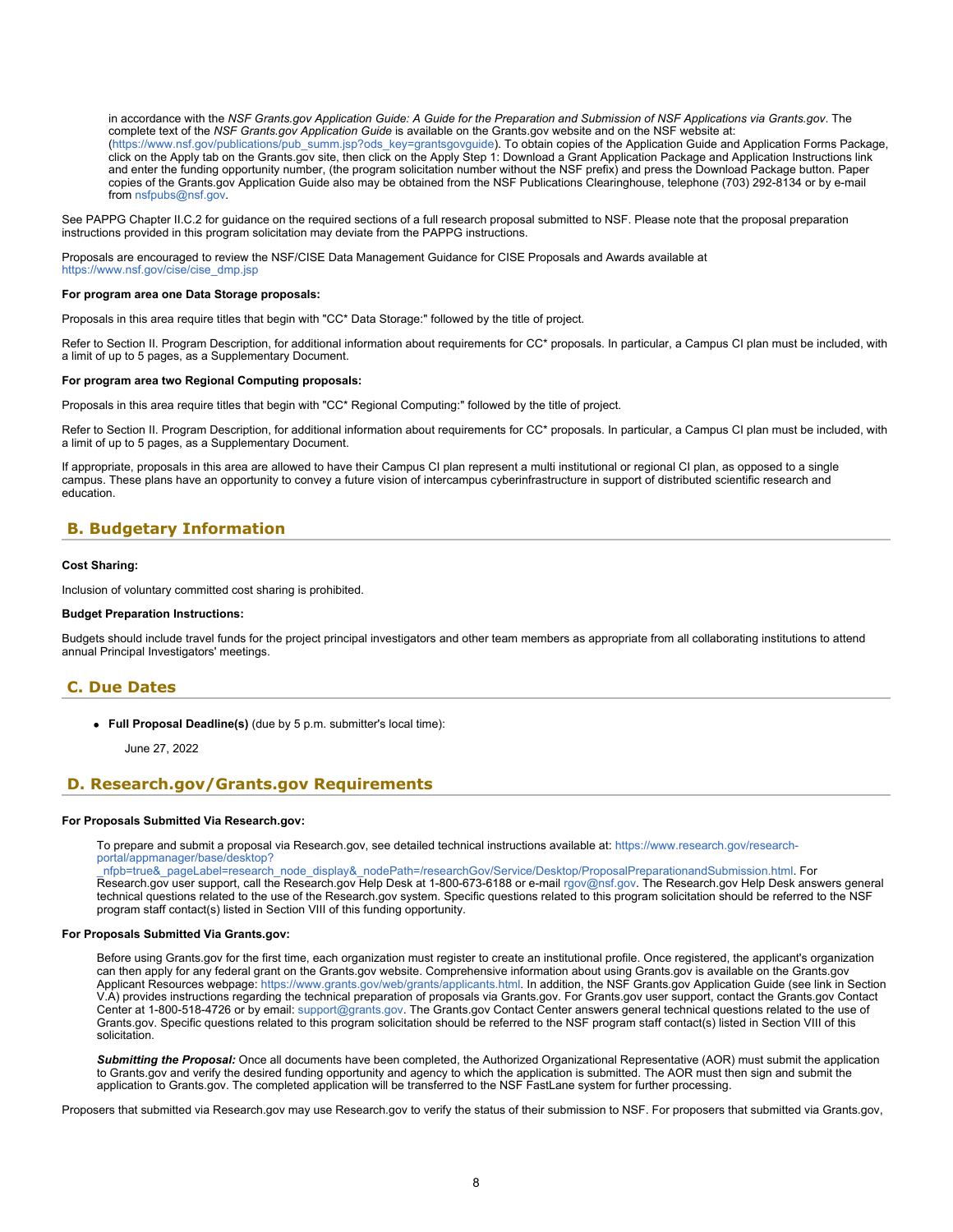in accordance with the *NSF Grants.gov Application Guide: A Guide for the Preparation and Submission of NSF Applications via Grants.gov*. The complete text of the *NSF Grants.gov Application Guide* is available on the Grants.gov website and on the NSF website at: (https://www.nsf.gov/publications/pub_summ.jsp?ods_key=grantsgovguide). To obtain copies of the Application Guide and Application Forms Package, click on the Apply tab on the Grants.gov site, then click on the Apply Step 1: Download a Grant Application Package and Application Instructions link and enter the funding opportunity number, (the program solicitation number without the NSF prefix) and press the Download Package button. Paper copies of the Grants.gov Application Guide also may be obtained from the NSF Publications Clearinghouse, telephone (703) 292-8134 or by e-mail from nsfpubs@nsf.gov.

See PAPPG Chapter II.C.2 for guidance on the required sections of a full research proposal submitted to NSF. Please note that the proposal preparation instructions provided in this program solicitation may deviate from the PAPPG instructions.

Proposals are encouraged to review the NSF/CISE Data Management Guidance for CISE Proposals and Awards available at https://www.nsf.gov/cise/cise_dmp.jsp

**For program area one Data Storage proposals:**

Proposals in this area require titles that begin with "CC* Data Storage:" followed by the title of project.

Refer to Section II. Program Description, for additional information about requirements for CC* proposals. In particular, a Campus CI plan must be included, with a limit of up to 5 pages, as a Supplementary Document.

**For program area two Regional Computing proposals:**

Proposals in this area require titles that begin with "CC* Regional Computing:" followed by the title of project.

Refer to Section II. Program Description, for additional information about requirements for CC* proposals. In particular, a Campus CI plan must be included, with a limit of up to 5 pages, as a Supplementary Document.

If appropriate, proposals in this area are allowed to have their Campus CI plan represent a multi institutional or regional CI plan, as opposed to a single campus. These plans have an opportunity to convey a future vision of intercampus cyberinfrastructure in support of distributed scientific research and education.

## B. Budgetary Information

**Cost Sharing:**

Inclusion of voluntary committed cost sharing is prohibited.

**Budget Preparation Instructions:**

Budgets should include travel funds for the project principal investigators and other team members as appropriate from all collaborating institutions to attend annual Principal Investigators' meetings.

## C. Due Dates

- **Full Proposal Deadline(s)** (due by 5 p.m. submitter's local time):

  June 27, 2022

## D. Research.gov/Grants.gov Requirements

**For Proposals Submitted Via Research.gov:**

To prepare and submit a proposal via Research.gov, see detailed technical instructions available at: https://www.research.gov/research-portal/appmanager/base/desktop?_nfpb=true&_pageLabel=research_node_display&_nodePath=/researchGov/Service/Desktop/ProposalPreparationandSubmission.html. For Research.gov user support, call the Research.gov Help Desk at 1-800-673-6188 or e-mail rgov@nsf.gov. The Research.gov Help Desk answers general technical questions related to the use of the Research.gov system. Specific questions related to this program solicitation should be referred to the NSF program staff contact(s) listed in Section VIII of this funding opportunity.

**For Proposals Submitted Via Grants.gov:**

Before using Grants.gov for the first time, each organization must register to create an institutional profile. Once registered, the applicant's organization can then apply for any federal grant on the Grants.gov website. Comprehensive information about using Grants.gov is available on the Grants.gov Applicant Resources webpage: https://www.grants.gov/web/grants/applicants.html. In addition, the NSF Grants.gov Application Guide (see link in Section V.A) provides instructions regarding the technical preparation of proposals via Grants.gov. For Grants.gov user support, contact the Grants.gov Contact Center at 1-800-518-4726 or by email: support@grants.gov. The Grants.gov Contact Center answers general technical questions related to the use of Grants.gov. Specific questions related to this program solicitation should be referred to the NSF program staff contact(s) listed in Section VIII of this solicitation.

***Submitting the Proposal:*** Once all documents have been completed, the Authorized Organizational Representative (AOR) must submit the application to Grants.gov and verify the desired funding opportunity and agency to which the application is submitted. The AOR must then sign and submit the application to Grants.gov. The completed application will be transferred to the NSF FastLane system for further processing.

Proposers that submitted via Research.gov may use Research.gov to verify the status of their submission to NSF. For proposers that submitted via Grants.gov,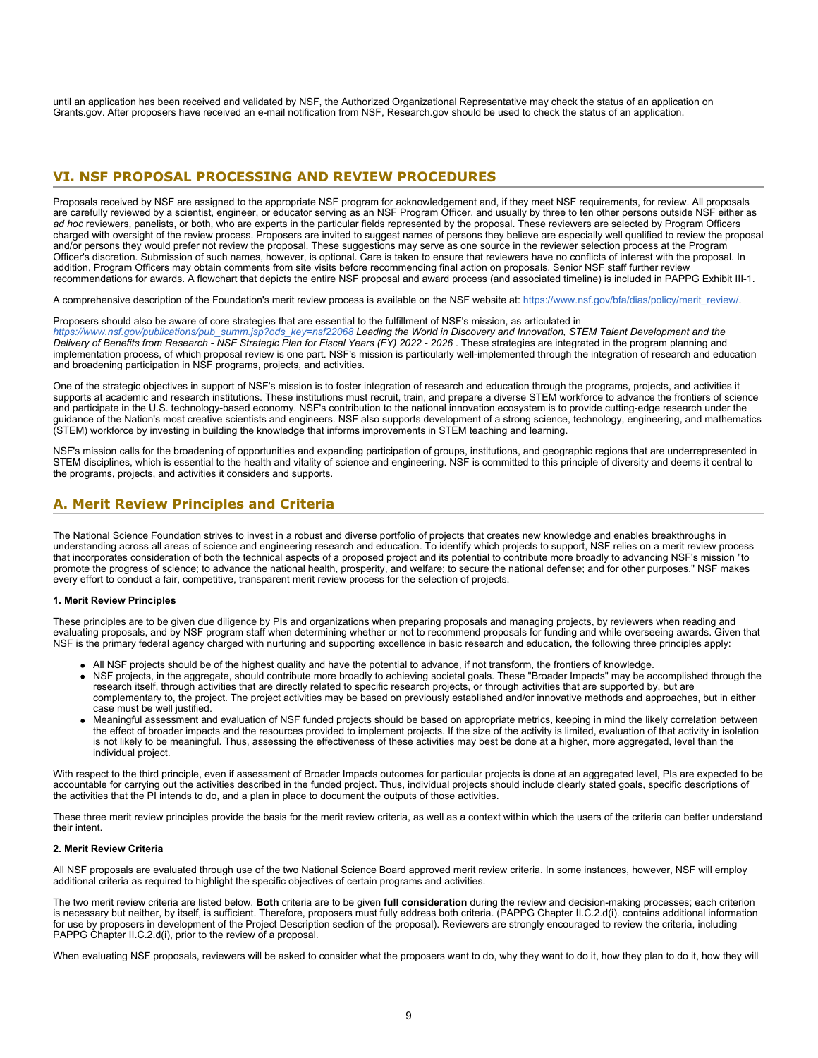until an application has been received and validated by NSF, the Authorized Organizational Representative may check the status of an application on Grants.gov. After proposers have received an e-mail notification from NSF, Research.gov should be used to check the status of an application.

## VI. NSF PROPOSAL PROCESSING AND REVIEW PROCEDURES

Proposals received by NSF are assigned to the appropriate NSF program for acknowledgement and, if they meet NSF requirements, for review. All proposals are carefully reviewed by a scientist, engineer, or educator serving as an NSF Program Officer, and usually by three to ten other persons outside NSF either as *ad hoc* reviewers, panelists, or both, who are experts in the particular fields represented by the proposal. These reviewers are selected by Program Officers charged with oversight of the review process. Proposers are invited to suggest names of persons they believe are especially well qualified to review the proposal and/or persons they would prefer not review the proposal. These suggestions may serve as one source in the reviewer selection process at the Program Officer's discretion. Submission of such names, however, is optional. Care is taken to ensure that reviewers have no conflicts of interest with the proposal. In addition, Program Officers may obtain comments from site visits before recommending final action on proposals. Senior NSF staff further review recommendations for awards. A flowchart that depicts the entire NSF proposal and award process (and associated timeline) is included in PAPPG Exhibit III-1.

A comprehensive description of the Foundation's merit review process is available on the NSF website at: https://www.nsf.gov/bfa/dias/policy/merit_review/.

Proposers should also be aware of core strategies that are essential to the fulfillment of NSF's mission, as articulated in *https://www.nsf.gov/publications/pub_summ.jsp?ods_key=nsf22068 Leading the World in Discovery and Innovation, STEM Talent Development and the Delivery of Benefits from Research - NSF Strategic Plan for Fiscal Years (FY) 2022 - 2026* . These strategies are integrated in the program planning and implementation process, of which proposal review is one part. NSF's mission is particularly well-implemented through the integration of research and education and broadening participation in NSF programs, projects, and activities.

One of the strategic objectives in support of NSF's mission is to foster integration of research and education through the programs, projects, and activities it supports at academic and research institutions. These institutions must recruit, train, and prepare a diverse STEM workforce to advance the frontiers of science and participate in the U.S. technology-based economy. NSF's contribution to the national innovation ecosystem is to provide cutting-edge research under the guidance of the Nation's most creative scientists and engineers. NSF also supports development of a strong science, technology, engineering, and mathematics (STEM) workforce by investing in building the knowledge that informs improvements in STEM teaching and learning.

NSF's mission calls for the broadening of opportunities and expanding participation of groups, institutions, and geographic regions that are underrepresented in STEM disciplines, which is essential to the health and vitality of science and engineering. NSF is committed to this principle of diversity and deems it central to the programs, projects, and activities it considers and supports.

## A. Merit Review Principles and Criteria

The National Science Foundation strives to invest in a robust and diverse portfolio of projects that creates new knowledge and enables breakthroughs in understanding across all areas of science and engineering research and education. To identify which projects to support, NSF relies on a merit review process that incorporates consideration of both the technical aspects of a proposed project and its potential to contribute more broadly to advancing NSF's mission "to promote the progress of science; to advance the national health, prosperity, and welfare; to secure the national defense; and for other purposes." NSF makes every effort to conduct a fair, competitive, transparent merit review process for the selection of projects.

**1. Merit Review Principles**

These principles are to be given due diligence by PIs and organizations when preparing proposals and managing projects, by reviewers when reading and evaluating proposals, and by NSF program staff when determining whether or not to recommend proposals for funding and while overseeing awards. Given that NSF is the primary federal agency charged with nurturing and supporting excellence in basic research and education, the following three principles apply:

- All NSF projects should be of the highest quality and have the potential to advance, if not transform, the frontiers of knowledge.
- NSF projects, in the aggregate, should contribute more broadly to achieving societal goals. These "Broader Impacts" may be accomplished through the research itself, through activities that are directly related to specific research projects, or through activities that are supported by, but are complementary to, the project. The project activities may be based on previously established and/or innovative methods and approaches, but in either case must be well justified.
- Meaningful assessment and evaluation of NSF funded projects should be based on appropriate metrics, keeping in mind the likely correlation between the effect of broader impacts and the resources provided to implement projects. If the size of the activity is limited, evaluation of that activity in isolation is not likely to be meaningful. Thus, assessing the effectiveness of these activities may best be done at a higher, more aggregated, level than the individual project.

With respect to the third principle, even if assessment of Broader Impacts outcomes for particular projects is done at an aggregated level, PIs are expected to be accountable for carrying out the activities described in the funded project. Thus, individual projects should include clearly stated goals, specific descriptions of the activities that the PI intends to do, and a plan in place to document the outputs of those activities.

These three merit review principles provide the basis for the merit review criteria, as well as a context within which the users of the criteria can better understand their intent.

**2. Merit Review Criteria**

All NSF proposals are evaluated through use of the two National Science Board approved merit review criteria. In some instances, however, NSF will employ additional criteria as required to highlight the specific objectives of certain programs and activities.

The two merit review criteria are listed below. **Both** criteria are to be given **full consideration** during the review and decision-making processes; each criterion is necessary but neither, by itself, is sufficient. Therefore, proposers must fully address both criteria. (PAPPG Chapter II.C.2.d(i). contains additional information for use by proposers in development of the Project Description section of the proposal). Reviewers are strongly encouraged to review the criteria, including PAPPG Chapter II.C.2.d(i), prior to the review of a proposal.

When evaluating NSF proposals, reviewers will be asked to consider what the proposers want to do, why they want to do it, how they plan to do it, how they will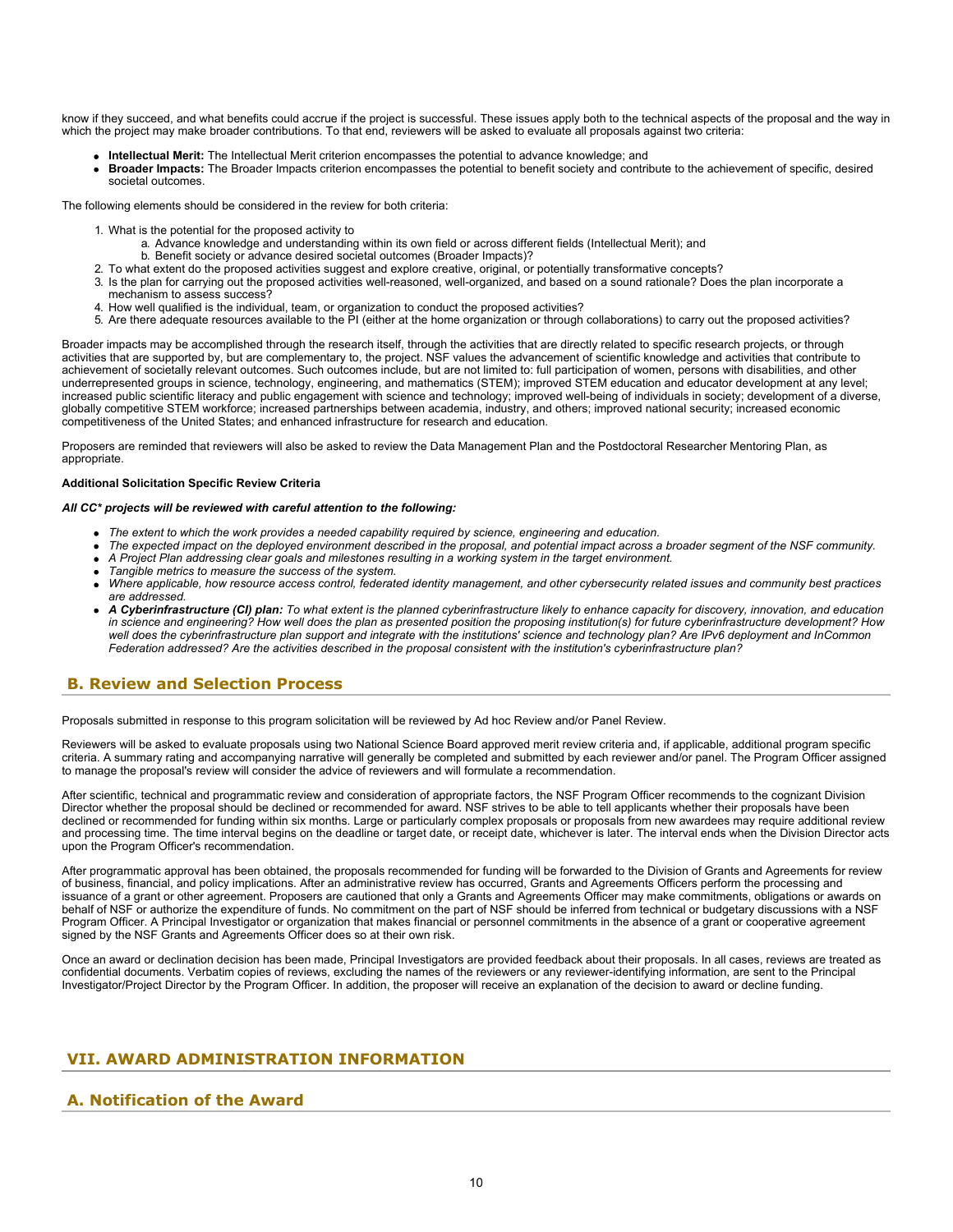know if they succeed, and what benefits could accrue if the project is successful. These issues apply both to the technical aspects of the proposal and the way in which the project may make broader contributions. To that end, reviewers will be asked to evaluate all proposals against two criteria:

- **Intellectual Merit:** The Intellectual Merit criterion encompasses the potential to advance knowledge; and
- **Broader Impacts:** The Broader Impacts criterion encompasses the potential to benefit society and contribute to the achievement of specific, desired societal outcomes.

The following elements should be considered in the review for both criteria:

1. What is the potential for the proposed activity to
   a. Advance knowledge and understanding within its own field or across different fields (Intellectual Merit); and
   b. Benefit society or advance desired societal outcomes (Broader Impacts)?
2. To what extent do the proposed activities suggest and explore creative, original, or potentially transformative concepts?
3. Is the plan for carrying out the proposed activities well-reasoned, well-organized, and based on a sound rationale? Does the plan incorporate a mechanism to assess success?
4. How well qualified is the individual, team, or organization to conduct the proposed activities?
5. Are there adequate resources available to the PI (either at the home organization or through collaborations) to carry out the proposed activities?

Broader impacts may be accomplished through the research itself, through the activities that are directly related to specific research projects, or through activities that are supported by, but are complementary to, the project. NSF values the advancement of scientific knowledge and activities that contribute to achievement of societally relevant outcomes. Such outcomes include, but are not limited to: full participation of women, persons with disabilities, and other underrepresented groups in science, technology, engineering, and mathematics (STEM); improved STEM education and educator development at any level; increased public scientific literacy and public engagement with science and technology; improved well-being of individuals in society; development of a diverse, globally competitive STEM workforce; increased partnerships between academia, industry, and others; improved national security; increased economic competitiveness of the United States; and enhanced infrastructure for research and education.

Proposers are reminded that reviewers will also be asked to review the Data Management Plan and the Postdoctoral Researcher Mentoring Plan, as appropriate.

**Additional Solicitation Specific Review Criteria**

***All CC* projects will be reviewed with careful attention to the following:***

- *The extent to which the work provides a needed capability required by science, engineering and education.*
- *The expected impact on the deployed environment described in the proposal, and potential impact across a broader segment of the NSF community.*
- *A Project Plan addressing clear goals and milestones resulting in a working system in the target environment.*
- *Tangible metrics to measure the success of the system.*
- *Where applicable, how resource access control, federated identity management, and other cybersecurity related issues and community best practices are addressed.*
- ***A Cyberinfrastructure (CI) plan:*** *To what extent is the planned cyberinfrastructure likely to enhance capacity for discovery, innovation, and education in science and engineering? How well does the plan as presented position the proposing institution(s) for future cyberinfrastructure development? How well does the cyberinfrastructure plan support and integrate with the institutions' science and technology plan? Are IPv6 deployment and InCommon Federation addressed? Are the activities described in the proposal consistent with the institution's cyberinfrastructure plan?*

## B. Review and Selection Process

Proposals submitted in response to this program solicitation will be reviewed by Ad hoc Review and/or Panel Review.

Reviewers will be asked to evaluate proposals using two National Science Board approved merit review criteria and, if applicable, additional program specific criteria. A summary rating and accompanying narrative will generally be completed and submitted by each reviewer and/or panel. The Program Officer assigned to manage the proposal's review will consider the advice of reviewers and will formulate a recommendation.

After scientific, technical and programmatic review and consideration of appropriate factors, the NSF Program Officer recommends to the cognizant Division Director whether the proposal should be declined or recommended for award. NSF strives to be able to tell applicants whether their proposals have been declined or recommended for funding within six months. Large or particularly complex proposals or proposals from new awardees may require additional review and processing time. The time interval begins on the deadline or target date, or receipt date, whichever is later. The interval ends when the Division Director acts upon the Program Officer's recommendation.

After programmatic approval has been obtained, the proposals recommended for funding will be forwarded to the Division of Grants and Agreements for review of business, financial, and policy implications. After an administrative review has occurred, Grants and Agreements Officers perform the processing and issuance of a grant or other agreement. Proposers are cautioned that only a Grants and Agreements Officer may make commitments, obligations or awards on behalf of NSF or authorize the expenditure of funds. No commitment on the part of NSF should be inferred from technical or budgetary discussions with a NSF Program Officer. A Principal Investigator or organization that makes financial or personnel commitments in the absence of a grant or cooperative agreement signed by the NSF Grants and Agreements Officer does so at their own risk.

Once an award or declination decision has been made, Principal Investigators are provided feedback about their proposals. In all cases, reviews are treated as confidential documents. Verbatim copies of reviews, excluding the names of the reviewers or any reviewer-identifying information, are sent to the Principal Investigator/Project Director by the Program Officer. In addition, the proposer will receive an explanation of the decision to award or decline funding.

# VII. AWARD ADMINISTRATION INFORMATION

## A. Notification of the Award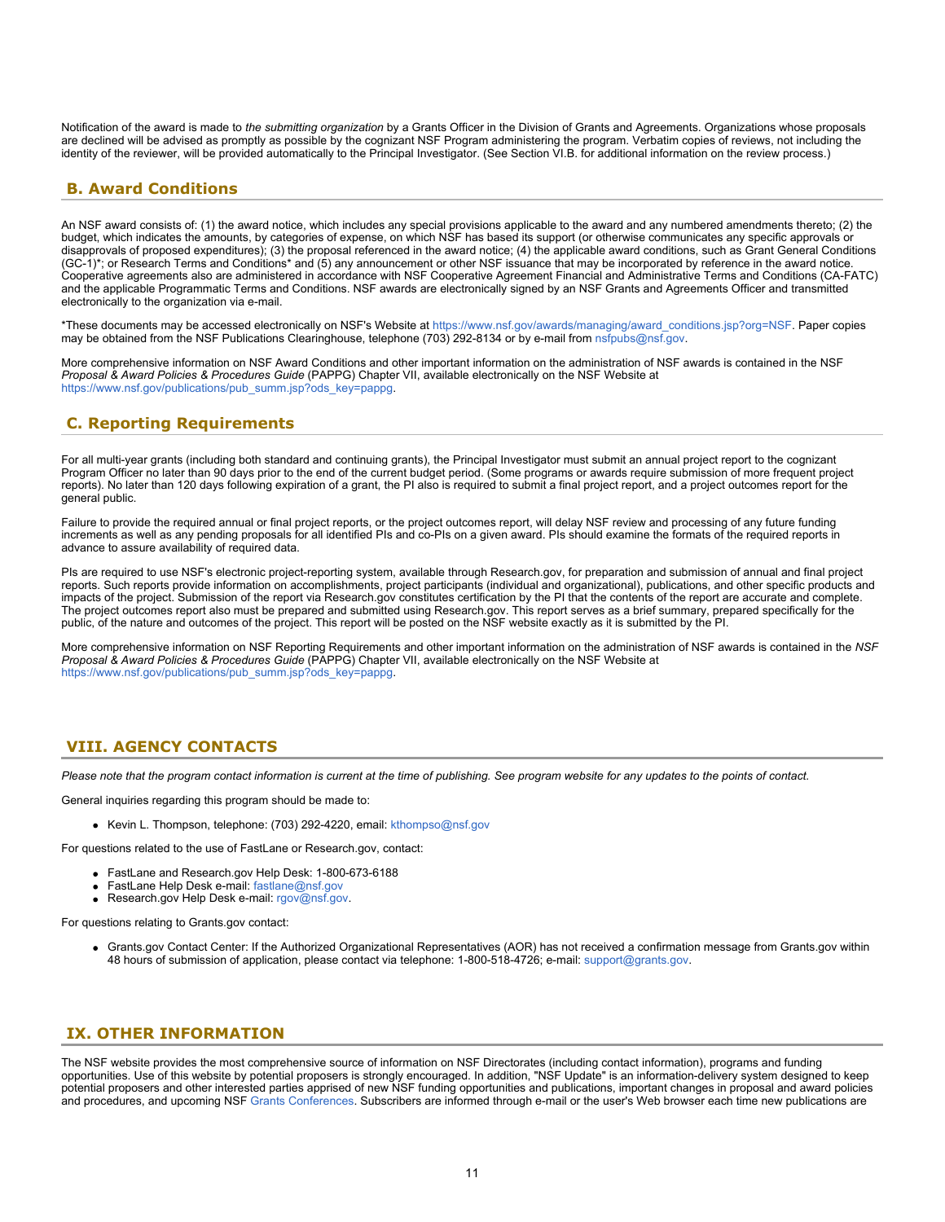Notification of the award is made to *the submitting organization* by a Grants Officer in the Division of Grants and Agreements. Organizations whose proposals are declined will be advised as promptly as possible by the cognizant NSF Program administering the program. Verbatim copies of reviews, not including the identity of the reviewer, will be provided automatically to the Principal Investigator. (See Section VI.B. for additional information on the review process.)

## B. Award Conditions

An NSF award consists of: (1) the award notice, which includes any special provisions applicable to the award and any numbered amendments thereto; (2) the budget, which indicates the amounts, by categories of expense, on which NSF has based its support (or otherwise communicates any specific approvals or disapprovals of proposed expenditures); (3) the proposal referenced in the award notice; (4) the applicable award conditions, such as Grant General Conditions (GC-1)*; or Research Terms and Conditions* and (5) any announcement or other NSF issuance that may be incorporated by reference in the award notice. Cooperative agreements also are administered in accordance with NSF Cooperative Agreement Financial and Administrative Terms and Conditions (CA-FATC) and the applicable Programmatic Terms and Conditions. NSF awards are electronically signed by an NSF Grants and Agreements Officer and transmitted electronically to the organization via e-mail.

*These documents may be accessed electronically on NSF's Website at https://www.nsf.gov/awards/managing/award_conditions.jsp?org=NSF. Paper copies may be obtained from the NSF Publications Clearinghouse, telephone (703) 292-8134 or by e-mail from nsfpubs@nsf.gov.

More comprehensive information on NSF Award Conditions and other important information on the administration of NSF awards is contained in the NSF *Proposal & Award Policies & Procedures Guide* (PAPPG) Chapter VII, available electronically on the NSF Website at https://www.nsf.gov/publications/pub_summ.jsp?ods_key=pappg.

## C. Reporting Requirements

For all multi-year grants (including both standard and continuing grants), the Principal Investigator must submit an annual project report to the cognizant Program Officer no later than 90 days prior to the end of the current budget period. (Some programs or awards require submission of more frequent project reports). No later than 120 days following expiration of a grant, the PI also is required to submit a final project report, and a project outcomes report for the general public.

Failure to provide the required annual or final project reports, or the project outcomes report, will delay NSF review and processing of any future funding increments as well as any pending proposals for all identified PIs and co-PIs on a given award. PIs should examine the formats of the required reports in advance to assure availability of required data.

PIs are required to use NSF's electronic project-reporting system, available through Research.gov, for preparation and submission of annual and final project reports. Such reports provide information on accomplishments, project participants (individual and organizational), publications, and other specific products and impacts of the project. Submission of the report via Research.gov constitutes certification by the PI that the contents of the report are accurate and complete. The project outcomes report also must be prepared and submitted using Research.gov. This report serves as a brief summary, prepared specifically for the public, of the nature and outcomes of the project. This report will be posted on the NSF website exactly as it is submitted by the PI.

More comprehensive information on NSF Reporting Requirements and other important information on the administration of NSF awards is contained in the *NSF Proposal & Award Policies & Procedures Guide* (PAPPG) Chapter VII, available electronically on the NSF Website at https://www.nsf.gov/publications/pub_summ.jsp?ods_key=pappg.

# VIII. AGENCY CONTACTS

*Please note that the program contact information is current at the time of publishing. See program website for any updates to the points of contact.*

General inquiries regarding this program should be made to:

- Kevin L. Thompson, telephone: (703) 292-4220, email: kthompso@nsf.gov

For questions related to the use of FastLane or Research.gov, contact:

- FastLane and Research.gov Help Desk: 1-800-673-6188
- FastLane Help Desk e-mail: fastlane@nsf.gov
- Research.gov Help Desk e-mail: rgov@nsf.gov.

For questions relating to Grants.gov contact:

- Grants.gov Contact Center: If the Authorized Organizational Representatives (AOR) has not received a confirmation message from Grants.gov within 48 hours of submission of application, please contact via telephone: 1-800-518-4726; e-mail: support@grants.gov.

# IX. OTHER INFORMATION

The NSF website provides the most comprehensive source of information on NSF Directorates (including contact information), programs and funding opportunities. Use of this website by potential proposers is strongly encouraged. In addition, "NSF Update" is an information-delivery system designed to keep potential proposers and other interested parties apprised of new NSF funding opportunities and publications, important changes in proposal and award policies and procedures, and upcoming NSF Grants Conferences. Subscribers are informed through e-mail or the user's Web browser each time new publications are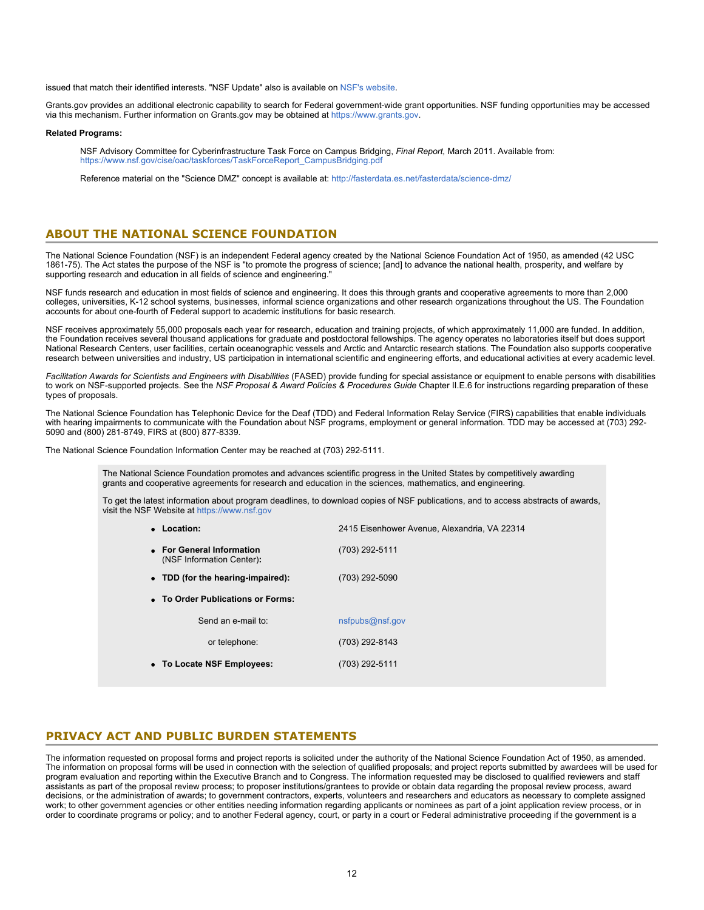issued that match their identified interests. "NSF Update" also is available on NSF's website.

Grants.gov provides an additional electronic capability to search for Federal government-wide grant opportunities. NSF funding opportunities may be accessed via this mechanism. Further information on Grants.gov may be obtained at https://www.grants.gov.

**Related Programs:**

> NSF Advisory Committee for Cyberinfrastructure Task Force on Campus Bridging, *Final Report,* March 2011. Available from: https://www.nsf.gov/cise/oac/taskforces/TaskForceReport_CampusBridging.pdf
>
> Reference material on the "Science DMZ" concept is available at: http://fasterdata.es.net/fasterdata/science-dmz/

## ABOUT THE NATIONAL SCIENCE FOUNDATION

The National Science Foundation (NSF) is an independent Federal agency created by the National Science Foundation Act of 1950, as amended (42 USC 1861-75). The Act states the purpose of the NSF is "to promote the progress of science; [and] to advance the national health, prosperity, and welfare by supporting research and education in all fields of science and engineering."

NSF funds research and education in most fields of science and engineering. It does this through grants and cooperative agreements to more than 2,000 colleges, universities, K-12 school systems, businesses, informal science organizations and other research organizations throughout the US. The Foundation accounts for about one-fourth of Federal support to academic institutions for basic research.

NSF receives approximately 55,000 proposals each year for research, education and training projects, of which approximately 11,000 are funded. In addition, the Foundation receives several thousand applications for graduate and postdoctoral fellowships. The agency operates no laboratories itself but does support National Research Centers, user facilities, certain oceanographic vessels and Arctic and Antarctic research stations. The Foundation also supports cooperative research between universities and industry, US participation in international scientific and engineering efforts, and educational activities at every academic level.

*Facilitation Awards for Scientists and Engineers with Disabilities* (FASED) provide funding for special assistance or equipment to enable persons with disabilities to work on NSF-supported projects. See the *NSF Proposal & Award Policies & Procedures Guide* Chapter II.E.6 for instructions regarding preparation of these types of proposals.

The National Science Foundation has Telephonic Device for the Deaf (TDD) and Federal Information Relay Service (FIRS) capabilities that enable individuals with hearing impairments to communicate with the Foundation about NSF programs, employment or general information. TDD may be accessed at (703) 292-5090 and (800) 281-8749, FIRS at (800) 877-8339.

The National Science Foundation Information Center may be reached at (703) 292-5111.

> The National Science Foundation promotes and advances scientific progress in the United States by competitively awarding grants and cooperative agreements for research and education in the sciences, mathematics, and engineering.
>
> To get the latest information about program deadlines, to download copies of NSF publications, and to access abstracts of awards, visit the NSF Website at https://www.nsf.gov

| | |
|---|---|
| • **Location:** | 2415 Eisenhower Avenue, Alexandria, VA 22314 |
| • **For General Information** (NSF Information Center)**:** | (703) 292-5111 |
| • **TDD (for the hearing-impaired):** | (703) 292-5090 |
| • **To Order Publications or Forms:** | |
| Send an e-mail to: | nsfpubs@nsf.gov |
| or telephone: | (703) 292-8143 |
| • **To Locate NSF Employees:** | (703) 292-5111 |

## PRIVACY ACT AND PUBLIC BURDEN STATEMENTS

The information requested on proposal forms and project reports is solicited under the authority of the National Science Foundation Act of 1950, as amended. The information on proposal forms will be used in connection with the selection of qualified proposals; and project reports submitted by awardees will be used for program evaluation and reporting within the Executive Branch and to Congress. The information requested may be disclosed to qualified reviewers and staff assistants as part of the proposal review process; to proposer institutions/grantees to provide or obtain data regarding the proposal review process, award decisions, or the administration of awards; to government contractors, experts, volunteers and researchers and educators as necessary to complete assigned work; to other government agencies or other entities needing information regarding applicants or nominees as part of a joint application review process, or in order to coordinate programs or policy; and to another Federal agency, court, or party in a court or Federal administrative proceeding if the government is a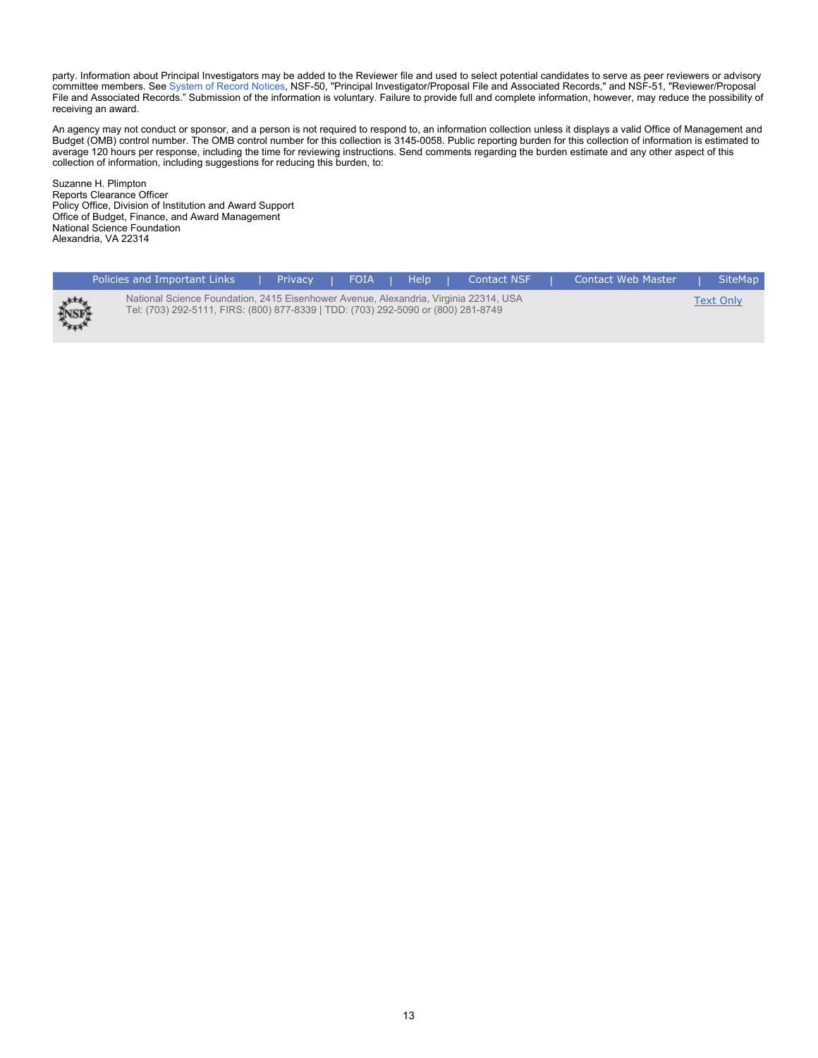party. Information about Principal Investigators may be added to the Reviewer file and used to select potential candidates to serve as peer reviewers or advisory committee members. See System of Record Notices, NSF-50, "Principal Investigator/Proposal File and Associated Records," and NSF-51, "Reviewer/Proposal File and Associated Records." Submission of the information is voluntary. Failure to provide full and complete information, however, may reduce the possibility of receiving an award.

An agency may not conduct or sponsor, and a person is not required to respond to, an information collection unless it displays a valid Office of Management and Budget (OMB) control number. The OMB control number for this collection is 3145-0058. Public reporting burden for this collection of information is estimated to average 120 hours per response, including the time for reviewing instructions. Send comments regarding the burden estimate and any other aspect of this collection of information, including suggestions for reducing this burden, to:

Suzanne H. Plimpton
Reports Clearance Officer
Policy Office, Division of Institution and Award Support
Office of Budget, Finance, and Award Management
National Science Foundation
Alexandria, VA 22314

Policies and Important Links | Privacy | FOIA | Help | Contact NSF | Contact Web Master | SiteMap

National Science Foundation, 2415 Eisenhower Avenue, Alexandria, Virginia 22314, USA
Tel: (703) 292-5111, FIRS: (800) 877-8339 | TDD: (703) 292-5090 or (800) 281-8749

Text Only